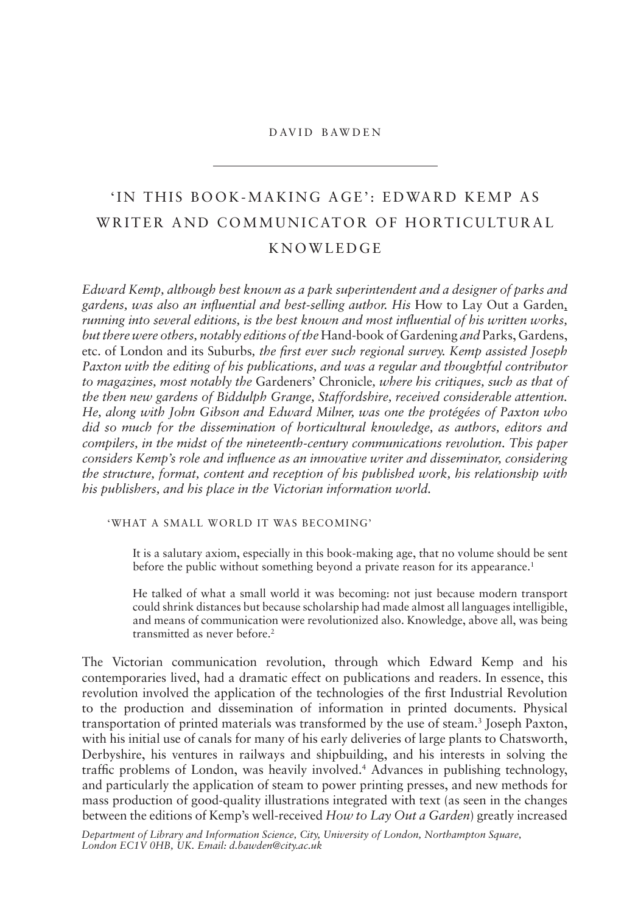DAVID BAWDEN

# 'IN THIS BOOK-MAKING AGE': EDWARD KEMP AS WRITER AND COMMUNICATOR OF HORTICULTURAL KNOWLEDGE

*Edward Kemp, although best known as a park superintendent and a designer of parks and gardens, was also an influential and best-selling author. His* How to Lay Out a Garden*, running into several editions, is the best known and most influential of his written works, but there were others, notably editions of the* Hand-book of Gardening *and* Parks, Gardens, etc. of London and its Suburbs*, the first ever such regional survey. Kemp assisted Joseph Paxton with the editing of his publications, and was a regular and thoughtful contributor to magazines, most notably the* Gardeners' Chronicle*, where his critiques, such as that of the then new gardens of Biddulph Grange, Staffordshire, received considerable attention. He, along with John Gibson and Edward Milner, was one the protégées of Paxton who did so much for the dissemination of horticultural knowledge, as authors, editors and compilers, in the midst of the nineteenth-century communications revolution. This paper considers Kemp's role and influence as an innovative writer and disseminator, considering the structure, format, content and reception of his published work, his relationship with his publishers, and his place in the Victorian information world.*

## 'WHAT A SMALL WORLD IT WAS BECOMING'

> It is a salutary axiom, especially in this book-making age, that no volume should be sent before the public without something beyond a private reason for its appearance.[1]
>
> He talked of what a small world it was becoming: not just because modern transport could shrink distances but because scholarship had made almost all languages intelligible, and means of communication were revolutionized also. Knowledge, above all, was being transmitted as never before.[2]

The Victorian communication revolution, through which Edward Kemp and his contemporaries lived, had a dramatic effect on publications and readers. In essence, this revolution involved the application of the technologies of the first Industrial Revolution to the production and dissemination of information in printed documents. Physical transportation of printed materials was transformed by the use of steam.[3] Joseph Paxton, with his initial use of canals for many of his early deliveries of large plants to Chatsworth, Derbyshire, his ventures in railways and shipbuilding, and his interests in solving the traffic problems of London, was heavily involved.[4] Advances in publishing technology, and particularly the application of steam to power printing presses, and new methods for mass production of good-quality illustrations integrated with text (as seen in the changes between the editions of Kemp's well-received *How to Lay Out a Garden*) greatly increased

*Department of Library and Information Science, City, University of London, Northampton Square, London EC1V 0HB, UK. Email: d.bawden@city.ac.uk*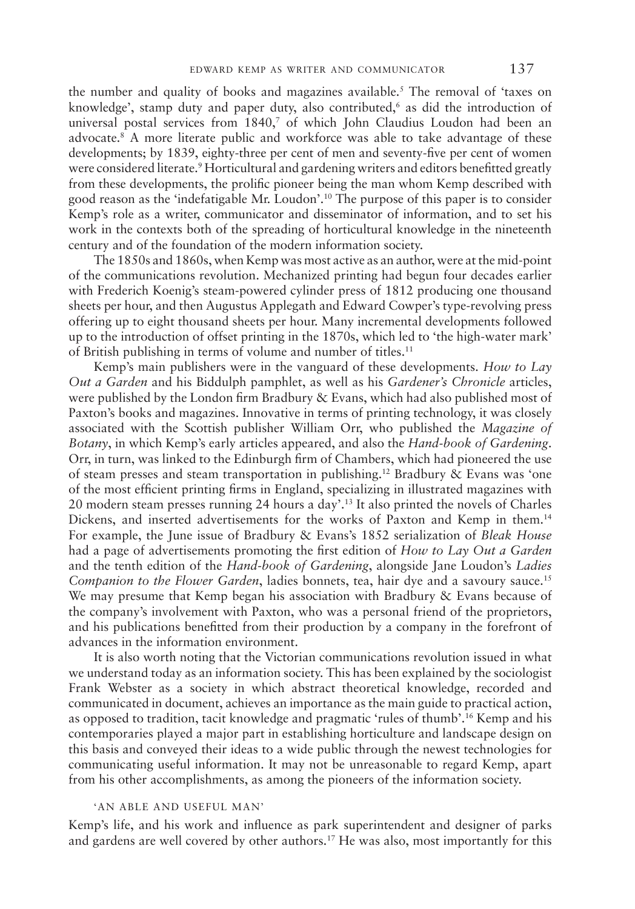the number and quality of books and magazines available.[5] The removal of 'taxes on knowledge', stamp duty and paper duty, also contributed,[6] as did the introduction of universal postal services from 1840,[7] of which John Claudius Loudon had been an advocate.[8] A more literate public and workforce was able to take advantage of these developments; by 1839, eighty-three per cent of men and seventy-five per cent of women were considered literate.[9] Horticultural and gardening writers and editors benefitted greatly from these developments, the prolific pioneer being the man whom Kemp described with good reason as the 'indefatigable Mr. Loudon'.[10] The purpose of this paper is to consider Kemp's role as a writer, communicator and disseminator of information, and to set his work in the contexts both of the spreading of horticultural knowledge in the nineteenth century and of the foundation of the modern information society.

The 1850s and 1860s, when Kemp was most active as an author, were at the mid-point of the communications revolution. Mechanized printing had begun four decades earlier with Frederich Koenig's steam-powered cylinder press of 1812 producing one thousand sheets per hour, and then Augustus Applegath and Edward Cowper's type-revolving press offering up to eight thousand sheets per hour. Many incremental developments followed up to the introduction of offset printing in the 1870s, which led to 'the high-water mark' of British publishing in terms of volume and number of titles.[11]

Kemp's main publishers were in the vanguard of these developments. *How to Lay Out a Garden* and his Biddulph pamphlet, as well as his *Gardener's Chronicle* articles, were published by the London firm Bradbury & Evans, which had also published most of Paxton's books and magazines. Innovative in terms of printing technology, it was closely associated with the Scottish publisher William Orr, who published the *Magazine of Botany*, in which Kemp's early articles appeared, and also the *Hand-book of Gardening*. Orr, in turn, was linked to the Edinburgh firm of Chambers, which had pioneered the use of steam presses and steam transportation in publishing.[12] Bradbury & Evans was 'one of the most efficient printing firms in England, specializing in illustrated magazines with 20 modern steam presses running 24 hours a day'.[13] It also printed the novels of Charles Dickens, and inserted advertisements for the works of Paxton and Kemp in them.[14] For example, the June issue of Bradbury & Evans's 1852 serialization of *Bleak House* had a page of advertisements promoting the first edition of *How to Lay Out a Garden* and the tenth edition of the *Hand-book of Gardening*, alongside Jane Loudon's *Ladies Companion to the Flower Garden*, ladies bonnets, tea, hair dye and a savoury sauce.[15] We may presume that Kemp began his association with Bradbury & Evans because of the company's involvement with Paxton, who was a personal friend of the proprietors, and his publications benefitted from their production by a company in the forefront of advances in the information environment.

It is also worth noting that the Victorian communications revolution issued in what we understand today as an information society. This has been explained by the sociologist Frank Webster as a society in which abstract theoretical knowledge, recorded and communicated in document, achieves an importance as the main guide to practical action, as opposed to tradition, tacit knowledge and pragmatic 'rules of thumb'.[16] Kemp and his contemporaries played a major part in establishing horticulture and landscape design on this basis and conveyed their ideas to a wide public through the newest technologies for communicating useful information. It may not be unreasonable to regard Kemp, apart from his other accomplishments, as among the pioneers of the information society.

## 'AN ABLE AND USEFUL MAN'

Kemp's life, and his work and influence as park superintendent and designer of parks and gardens are well covered by other authors.[17] He was also, most importantly for this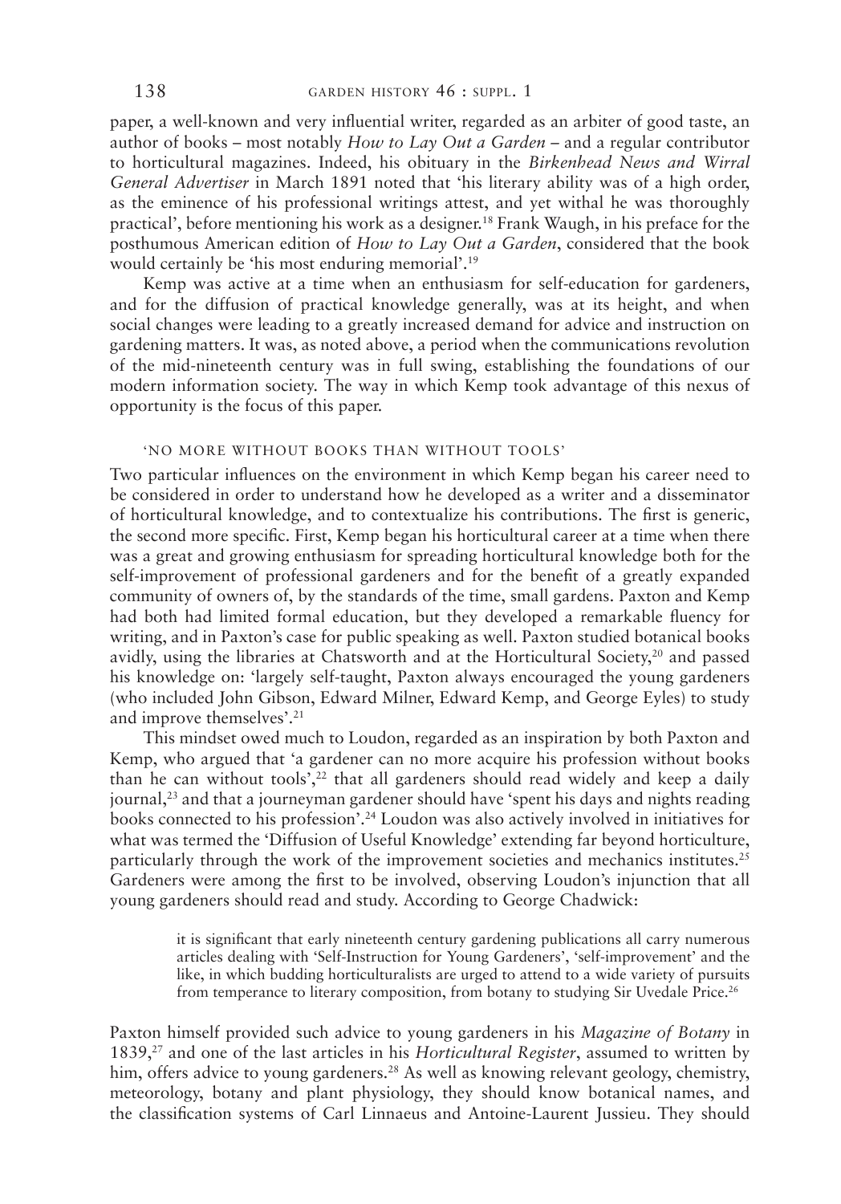paper, a well-known and very influential writer, regarded as an arbiter of good taste, an author of books – most notably *How to Lay Out a Garden* – and a regular contributor to horticultural magazines. Indeed, his obituary in the *Birkenhead News and Wirral General Advertiser* in March 1891 noted that 'his literary ability was of a high order, as the eminence of his professional writings attest, and yet withal he was thoroughly practical', before mentioning his work as a designer.[18] Frank Waugh, in his preface for the posthumous American edition of *How to Lay Out a Garden*, considered that the book would certainly be 'his most enduring memorial'.[19]

Kemp was active at a time when an enthusiasm for self-education for gardeners, and for the diffusion of practical knowledge generally, was at its height, and when social changes were leading to a greatly increased demand for advice and instruction on gardening matters. It was, as noted above, a period when the communications revolution of the mid-nineteenth century was in full swing, establishing the foundations of our modern information society. The way in which Kemp took advantage of this nexus of opportunity is the focus of this paper.

## 'NO MORE WITHOUT BOOKS THAN WITHOUT TOOLS'

Two particular influences on the environment in which Kemp began his career need to be considered in order to understand how he developed as a writer and a disseminator of horticultural knowledge, and to contextualize his contributions. The first is generic, the second more specific. First, Kemp began his horticultural career at a time when there was a great and growing enthusiasm for spreading horticultural knowledge both for the self-improvement of professional gardeners and for the benefit of a greatly expanded community of owners of, by the standards of the time, small gardens. Paxton and Kemp had both had limited formal education, but they developed a remarkable fluency for writing, and in Paxton's case for public speaking as well. Paxton studied botanical books avidly, using the libraries at Chatsworth and at the Horticultural Society,[20] and passed his knowledge on: 'largely self-taught, Paxton always encouraged the young gardeners (who included John Gibson, Edward Milner, Edward Kemp, and George Eyles) to study and improve themselves'.[21]

This mindset owed much to Loudon, regarded as an inspiration by both Paxton and Kemp, who argued that 'a gardener can no more acquire his profession without books than he can without tools',[22] that all gardeners should read widely and keep a daily journal,[23] and that a journeyman gardener should have 'spent his days and nights reading books connected to his profession'.[24] Loudon was also actively involved in initiatives for what was termed the 'Diffusion of Useful Knowledge' extending far beyond horticulture, particularly through the work of the improvement societies and mechanics institutes.[25] Gardeners were among the first to be involved, observing Loudon's injunction that all young gardeners should read and study. According to George Chadwick:

> it is significant that early nineteenth century gardening publications all carry numerous articles dealing with 'Self-Instruction for Young Gardeners', 'self-improvement' and the like, in which budding horticulturalists are urged to attend to a wide variety of pursuits from temperance to literary composition, from botany to studying Sir Uvedale Price.[26]

Paxton himself provided such advice to young gardeners in his *Magazine of Botany* in 1839,[27] and one of the last articles in his *Horticultural Register*, assumed to written by him, offers advice to young gardeners.[28] As well as knowing relevant geology, chemistry, meteorology, botany and plant physiology, they should know botanical names, and the classification systems of Carl Linnaeus and Antoine-Laurent Jussieu. They should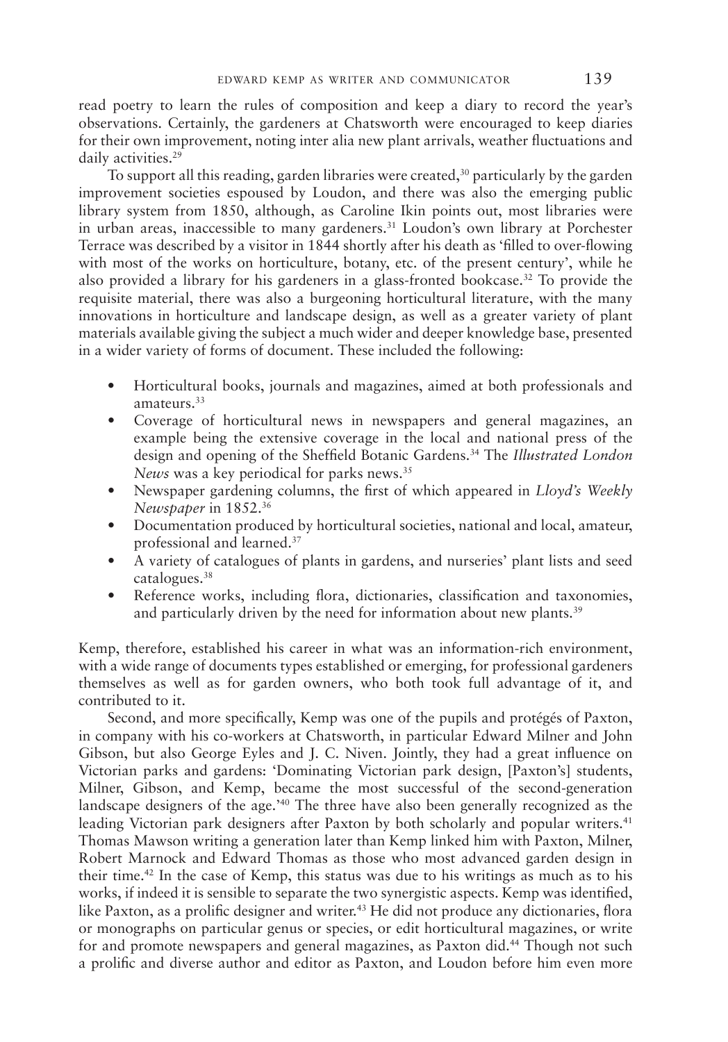read poetry to learn the rules of composition and keep a diary to record the year's observations. Certainly, the gardeners at Chatsworth were encouraged to keep diaries for their own improvement, noting inter alia new plant arrivals, weather fluctuations and daily activities.[29]

To support all this reading, garden libraries were created,[30] particularly by the garden improvement societies espoused by Loudon, and there was also the emerging public library system from 1850, although, as Caroline Ikin points out, most libraries were in urban areas, inaccessible to many gardeners.[31] Loudon's own library at Porchester Terrace was described by a visitor in 1844 shortly after his death as 'filled to over-flowing with most of the works on horticulture, botany, etc. of the present century', while he also provided a library for his gardeners in a glass-fronted bookcase.[32] To provide the requisite material, there was also a burgeoning horticultural literature, with the many innovations in horticulture and landscape design, as well as a greater variety of plant materials available giving the subject a much wider and deeper knowledge base, presented in a wider variety of forms of document. These included the following:

- Horticultural books, journals and magazines, aimed at both professionals and amateurs.[33]
- Coverage of horticultural news in newspapers and general magazines, an example being the extensive coverage in the local and national press of the design and opening of the Sheffield Botanic Gardens.[34] The *Illustrated London News* was a key periodical for parks news.[35]
- Newspaper gardening columns, the first of which appeared in *Lloyd's Weekly Newspaper* in 1852.[36]
- Documentation produced by horticultural societies, national and local, amateur, professional and learned.[37]
- A variety of catalogues of plants in gardens, and nurseries' plant lists and seed catalogues.[38]
- Reference works, including flora, dictionaries, classification and taxonomies, and particularly driven by the need for information about new plants.[39]

Kemp, therefore, established his career in what was an information-rich environment, with a wide range of documents types established or emerging, for professional gardeners themselves as well as for garden owners, who both took full advantage of it, and contributed to it.

Second, and more specifically, Kemp was one of the pupils and protégés of Paxton, in company with his co-workers at Chatsworth, in particular Edward Milner and John Gibson, but also George Eyles and J. C. Niven. Jointly, they had a great influence on Victorian parks and gardens: 'Dominating Victorian park design, [Paxton's] students, Milner, Gibson, and Kemp, became the most successful of the second-generation landscape designers of the age.'[40] The three have also been generally recognized as the leading Victorian park designers after Paxton by both scholarly and popular writers.[41] Thomas Mawson writing a generation later than Kemp linked him with Paxton, Milner, Robert Marnock and Edward Thomas as those who most advanced garden design in their time.[42] In the case of Kemp, this status was due to his writings as much as to his works, if indeed it is sensible to separate the two synergistic aspects. Kemp was identified, like Paxton, as a prolific designer and writer.[43] He did not produce any dictionaries, flora or monographs on particular genus or species, or edit horticultural magazines, or write for and promote newspapers and general magazines, as Paxton did.[44] Though not such a prolific and diverse author and editor as Paxton, and Loudon before him even more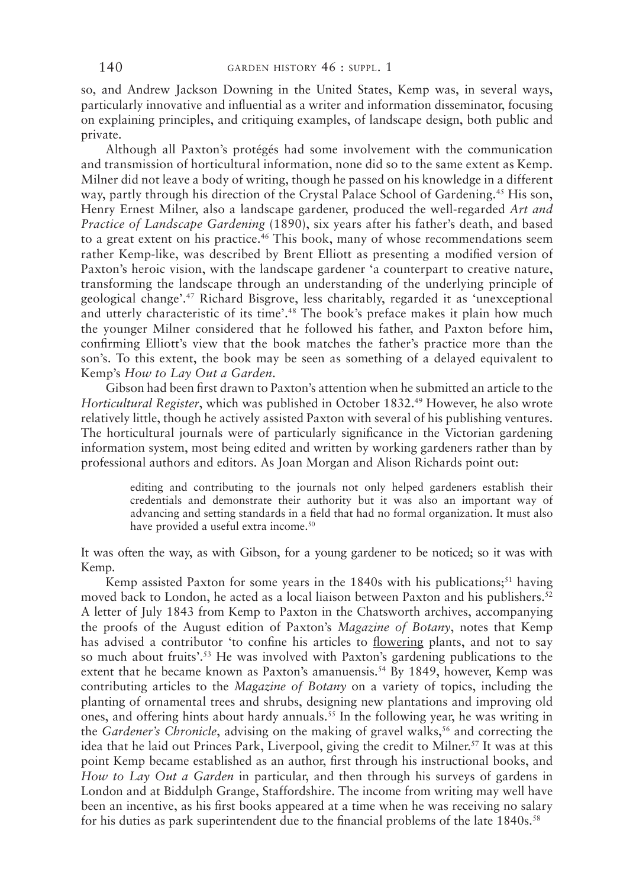so, and Andrew Jackson Downing in the United States, Kemp was, in several ways, particularly innovative and influential as a writer and information disseminator, focusing on explaining principles, and critiquing examples, of landscape design, both public and private.

Although all Paxton's protégés had some involvement with the communication and transmission of horticultural information, none did so to the same extent as Kemp. Milner did not leave a body of writing, though he passed on his knowledge in a different way, partly through his direction of the Crystal Palace School of Gardening.[45] His son, Henry Ernest Milner, also a landscape gardener, produced the well-regarded *Art and Practice of Landscape Gardening* (1890), six years after his father's death, and based to a great extent on his practice.[46] This book, many of whose recommendations seem rather Kemp-like, was described by Brent Elliott as presenting a modified version of Paxton's heroic vision, with the landscape gardener 'a counterpart to creative nature, transforming the landscape through an understanding of the underlying principle of geological change'.[47] Richard Bisgrove, less charitably, regarded it as 'unexceptional and utterly characteristic of its time'.[48] The book's preface makes it plain how much the younger Milner considered that he followed his father, and Paxton before him, confirming Elliott's view that the book matches the father's practice more than the son's. To this extent, the book may be seen as something of a delayed equivalent to Kemp's *How to Lay Out a Garden*.

Gibson had been first drawn to Paxton's attention when he submitted an article to the *Horticultural Register*, which was published in October 1832.[49] However, he also wrote relatively little, though he actively assisted Paxton with several of his publishing ventures. The horticultural journals were of particularly significance in the Victorian gardening information system, most being edited and written by working gardeners rather than by professional authors and editors. As Joan Morgan and Alison Richards point out:

> editing and contributing to the journals not only helped gardeners establish their credentials and demonstrate their authority but it was also an important way of advancing and setting standards in a field that had no formal organization. It must also have provided a useful extra income.[50]

It was often the way, as with Gibson, for a young gardener to be noticed; so it was with Kemp.

Kemp assisted Paxton for some years in the 1840s with his publications;[51] having moved back to London, he acted as a local liaison between Paxton and his publishers.[52] A letter of July 1843 from Kemp to Paxton in the Chatsworth archives, accompanying the proofs of the August edition of Paxton's *Magazine of Botany*, notes that Kemp has advised a contributor 'to confine his articles to flowering plants, and not to say so much about fruits'.[53] He was involved with Paxton's gardening publications to the extent that he became known as Paxton's amanuensis.[54] By 1849, however, Kemp was contributing articles to the *Magazine of Botany* on a variety of topics, including the planting of ornamental trees and shrubs, designing new plantations and improving old ones, and offering hints about hardy annuals.[55] In the following year, he was writing in the *Gardener's Chronicle*, advising on the making of gravel walks,[56] and correcting the idea that he laid out Princes Park, Liverpool, giving the credit to Milner.[57] It was at this point Kemp became established as an author, first through his instructional books, and *How to Lay Out a Garden* in particular, and then through his surveys of gardens in London and at Biddulph Grange, Staffordshire. The income from writing may well have been an incentive, as his first books appeared at a time when he was receiving no salary for his duties as park superintendent due to the financial problems of the late 1840s.[58]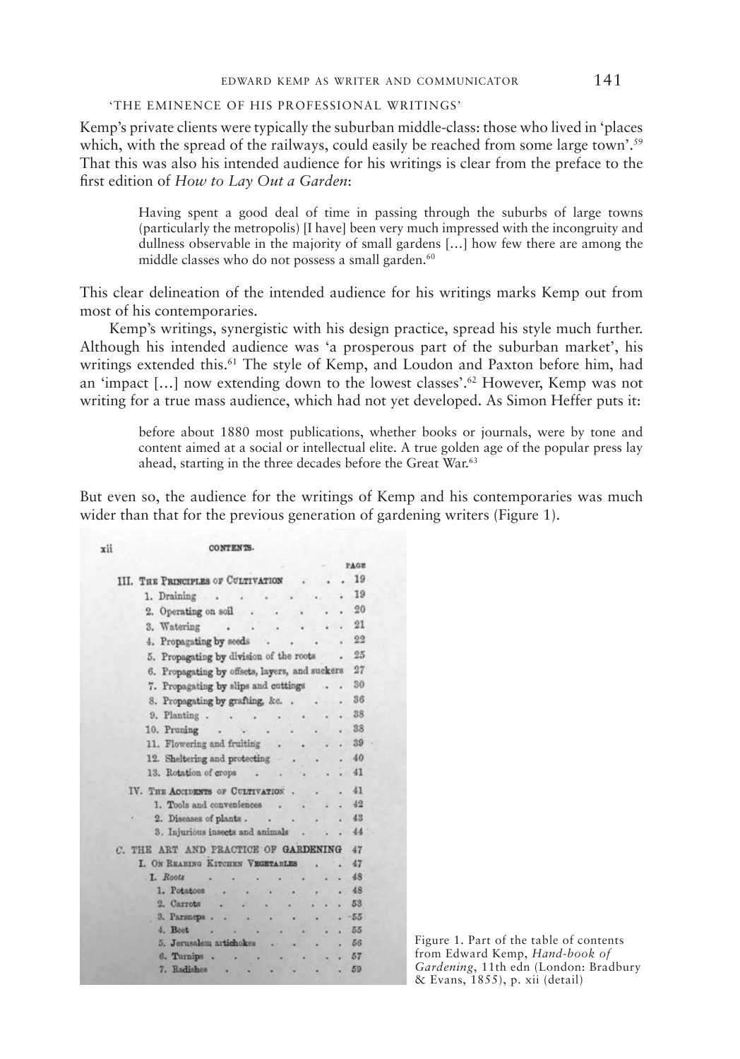'THE EMINENCE OF HIS PROFESSIONAL WRITINGS'

Kemp's private clients were typically the suburban middle-class: those who lived in 'places which, with the spread of the railways, could easily be reached from some large town'.[59] That this was also his intended audience for his writings is clear from the preface to the first edition of *How to Lay Out a Garden*:

> Having spent a good deal of time in passing through the suburbs of large towns (particularly the metropolis) [I have] been very much impressed with the incongruity and dullness observable in the majority of small gardens […] how few there are among the middle classes who do not possess a small garden.[60]

This clear delineation of the intended audience for his writings marks Kemp out from most of his contemporaries.

Kemp's writings, synergistic with his design practice, spread his style much further. Although his intended audience was 'a prosperous part of the suburban market', his writings extended this.[61] The style of Kemp, and Loudon and Paxton before him, had an 'impact […] now extending down to the lowest classes'.[62] However, Kemp was not writing for a true mass audience, which had not yet developed. As Simon Heffer puts it:

> before about 1880 most publications, whether books or journals, were by tone and content aimed at a social or intellectual elite. A true golden age of the popular press lay ahead, starting in the three decades before the Great War.[63]

But even so, the audience for the writings of Kemp and his contemporaries was much wider than that for the previous generation of gardening writers (Figure 1).

xii CONTENTS.

| | PAGE |
|---|---|
| III. THE PRINCIPLES OF CULTIVATION | 19 |
| 1. Draining | 19 |
| 2. Operating on soil | 20 |
| 3. Watering | 21 |
| 4. Propagating by seeds | 22 |
| 5. Propagating by division of the roots | 25 |
| 6. Propagating by offsets, layers, and suckers | 27 |
| 7. Propagating by slips and cuttings | 30 |
| 8. Propagating by grafting, &c. | 36 |
| 9. Planting | 38 |
| 10. Pruning | 38 |
| 11. Flowering and fruiting | 39 |
| 12. Sheltering and protecting | 40 |
| 13. Rotation of crops | 41 |
| IV. THE ACCIDENTS OF CULTIVATION | 41 |
| 1. Tools and conveniences | 42 |
| 2. Diseases of plants | 43 |
| 3. Injurious insects and animals | 44 |
| C. THE ART AND PRACTICE OF GARDENING | 47 |
| I. ON REARING KITCHEN VEGETABLES | 47 |
| I. *Roots* | 48 |
| 1. Potatoes | 48 |
| 2. Carrots | 53 |
| 3. Parsneps | 55 |
| 4. Beet | 55 |
| 5. Jerusalem artichokes | 56 |
| 6. Turnips | 57 |
| 7. Radishes | 59 |

Figure 1. Part of the table of contents from Edward Kemp, *Hand-book of Gardening*, 11th edn (London: Bradbury & Evans, 1855), p. xii (detail)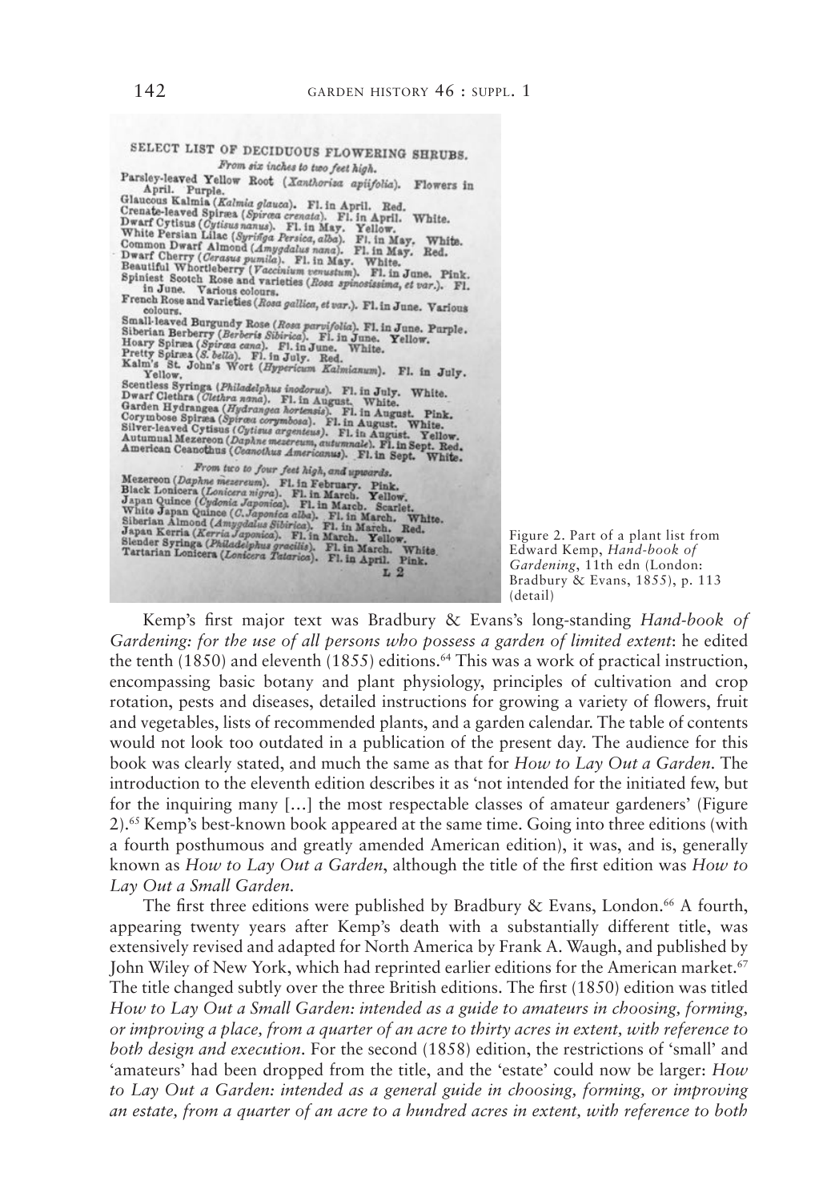SELECT LIST OF DECIDUOUS FLOWERING SHRUBS.

*From six inches to two feet high.*

Parsley-leaved Yellow Root (*Xanthoriza apiifolia*). Flowers in April. Purple.
Glaucous Kalmia (*Kalmia glauca*). Fl. in April. Red.
Crenate-leaved Spiræa (*Spiræa crenata*). Fl. in April. White.
Dwarf Cytisus (*Cytisus nanus*). Fl. in May. Yellow.
White Persian Lilac (*Syringa Persica, alba*). Fl. in May. White.
Common Dwarf Almond (*Amygdalus nana*). Fl. in May. Red.
Dwarf Cherry (*Cerasus pumila*). Fl. in May. White.
Beautiful Whortleberry (*Vaccinium venustum*). Fl. in June. Pink.
Spiniest Scotch Rose and varieties (*Rosa spinosissima, et var.*). Fl. in June. Various colours.
French Rose and varieties (*Rosa gallica, et var.*). Fl. in June. Various colours.
Small-leaved Burgundy Rose (*Rosa parvifolia*). Fl. in June. Purple.
Siberian Berberry (*Berberis Sibirica*). Fl. in June. Yellow.
Hoary Spiræa (*Spiræa cana*). Fl. in June. White.
Pretty Spiræa (*S. bella*). Fl. in July. Red.
Kalm's St. John's Wort (*Hypericum Kalmianum*). Fl. in July. Yellow.
Scentless Syringa (*Philadelphus inodorus*). Fl. in July. White.
Dwarf Clethra (*Clethra nana*). Fl. in August. White.
Garden Hydrangea (*Hydrangea hortensis*). Fl. in August. Pink.
Corymbose Spiræa (*Spiræa corymbosa*). Fl. in August. White.
Silver-leaved Cytisus (*Cytisus argenteus*). Fl. in August. Yellow.
Autumnal Mezereon (*Daphne mezereum, autumnale*). Fl. in Sept. Red.
American Ceanothus (*Ceanothus Americanus*). Fl. in Sept. White.

*From two to four feet high, and upwards.*

Mezereon (*Daphne mezereum*). Fl. in February. Pink.
Black Lonicera (*Lonicera nigra*). Fl. in March. Yellow.
Japan Quince (*Cydonia Japonica*). Fl. in March. Scarlet.
White Japan Quince (*C. Japonica alba*). Fl. in March. White.
Siberian Almond (*Amygdalus Sibirica*). Fl. in March. Red.
Japan Kerria (*Kerria Japonica*). Fl. in March. Yellow.
Slender Syringa (*Philadelphus gracilis*). Fl. in March. White.
Tartarian Lonicera (*Lonicera Tatarica*). Fl. in April. Pink.

L 2

Figure 2. Part of a plant list from Edward Kemp, *Hand-book of Gardening*, 11th edn (London: Bradbury & Evans, 1855), p. 113 (detail)

Kemp's first major text was Bradbury & Evans's long-standing *Hand-book of Gardening: for the use of all persons who possess a garden of limited extent*: he edited the tenth (1850) and eleventh (1855) editions.[64] This was a work of practical instruction, encompassing basic botany and plant physiology, principles of cultivation and crop rotation, pests and diseases, detailed instructions for growing a variety of flowers, fruit and vegetables, lists of recommended plants, and a garden calendar. The table of contents would not look too outdated in a publication of the present day. The audience for this book was clearly stated, and much the same as that for *How to Lay Out a Garden*. The introduction to the eleventh edition describes it as 'not intended for the initiated few, but for the inquiring many […] the most respectable classes of amateur gardeners' (Figure 2).[65] Kemp's best-known book appeared at the same time. Going into three editions (with a fourth posthumous and greatly amended American edition), it was, and is, generally known as *How to Lay Out a Garden*, although the title of the first edition was *How to Lay Out a Small Garden*.

The first three editions were published by Bradbury & Evans, London.[66] A fourth, appearing twenty years after Kemp's death with a substantially different title, was extensively revised and adapted for North America by Frank A. Waugh, and published by John Wiley of New York, which had reprinted earlier editions for the American market.[67] The title changed subtly over the three British editions. The first (1850) edition was titled *How to Lay Out a Small Garden: intended as a guide to amateurs in choosing, forming, or improving a place, from a quarter of an acre to thirty acres in extent, with reference to both design and execution*. For the second (1858) edition, the restrictions of 'small' and 'amateurs' had been dropped from the title, and the 'estate' could now be larger: *How to Lay Out a Garden: intended as a general guide in choosing, forming, or improving an estate, from a quarter of an acre to a hundred acres in extent, with reference to both*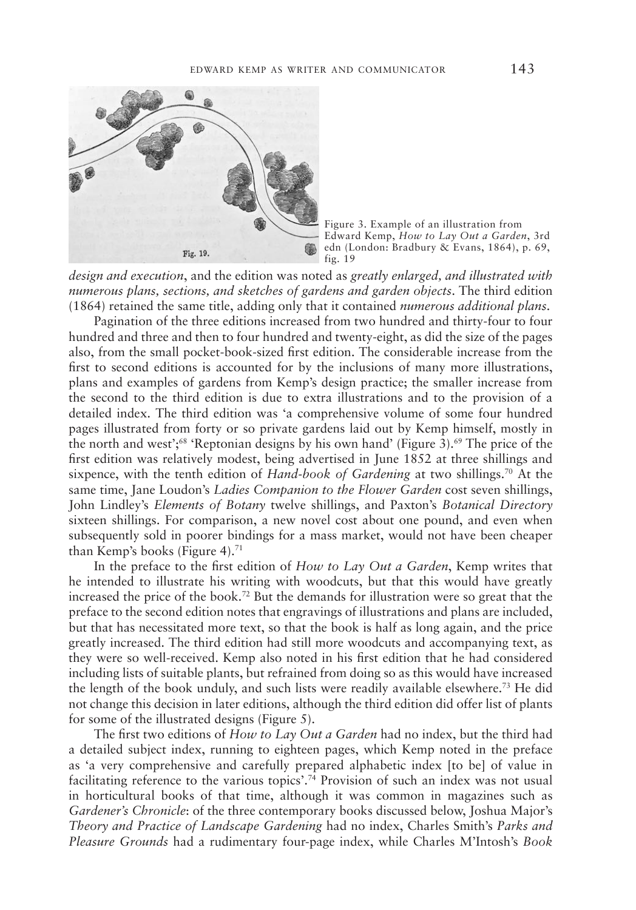Figure 3. Example of an illustration from Edward Kemp, *How to Lay Out a Garden*, 3rd edn (London: Bradbury & Evans, 1864), p. 69, fig. 19

*design and execution*, and the edition was noted as *greatly enlarged, and illustrated with numerous plans, sections, and sketches of gardens and garden objects*. The third edition (1864) retained the same title, adding only that it contained *numerous additional plans*.

Pagination of the three editions increased from two hundred and thirty-four to four hundred and three and then to four hundred and twenty-eight, as did the size of the pages also, from the small pocket-book-sized first edition. The considerable increase from the first to second editions is accounted for by the inclusions of many more illustrations, plans and examples of gardens from Kemp's design practice; the smaller increase from the second to the third edition is due to extra illustrations and to the provision of a detailed index. The third edition was 'a comprehensive volume of some four hundred pages illustrated from forty or so private gardens laid out by Kemp himself, mostly in the north and west';[68] 'Reptonian designs by his own hand' (Figure 3).[69] The price of the first edition was relatively modest, being advertised in June 1852 at three shillings and sixpence, with the tenth edition of *Hand-book of Gardening* at two shillings.[70] At the same time, Jane Loudon's *Ladies Companion to the Flower Garden* cost seven shillings, John Lindley's *Elements of Botany* twelve shillings, and Paxton's *Botanical Directory* sixteen shillings. For comparison, a new novel cost about one pound, and even when subsequently sold in poorer bindings for a mass market, would not have been cheaper than Kemp's books (Figure 4).[71]

In the preface to the first edition of *How to Lay Out a Garden*, Kemp writes that he intended to illustrate his writing with woodcuts, but that this would have greatly increased the price of the book.[72] But the demands for illustration were so great that the preface to the second edition notes that engravings of illustrations and plans are included, but that has necessitated more text, so that the book is half as long again, and the price greatly increased. The third edition had still more woodcuts and accompanying text, as they were so well-received. Kemp also noted in his first edition that he had considered including lists of suitable plants, but refrained from doing so as this would have increased the length of the book unduly, and such lists were readily available elsewhere.[73] He did not change this decision in later editions, although the third edition did offer list of plants for some of the illustrated designs (Figure 5).

The first two editions of *How to Lay Out a Garden* had no index, but the third had a detailed subject index, running to eighteen pages, which Kemp noted in the preface as 'a very comprehensive and carefully prepared alphabetic index [to be] of value in facilitating reference to the various topics'.[74] Provision of such an index was not usual in horticultural books of that time, although it was common in magazines such as *Gardener's Chronicle*: of the three contemporary books discussed below, Joshua Major's *Theory and Practice of Landscape Gardening* had no index, Charles Smith's *Parks and Pleasure Grounds* had a rudimentary four-page index, while Charles M'Intosh's *Book*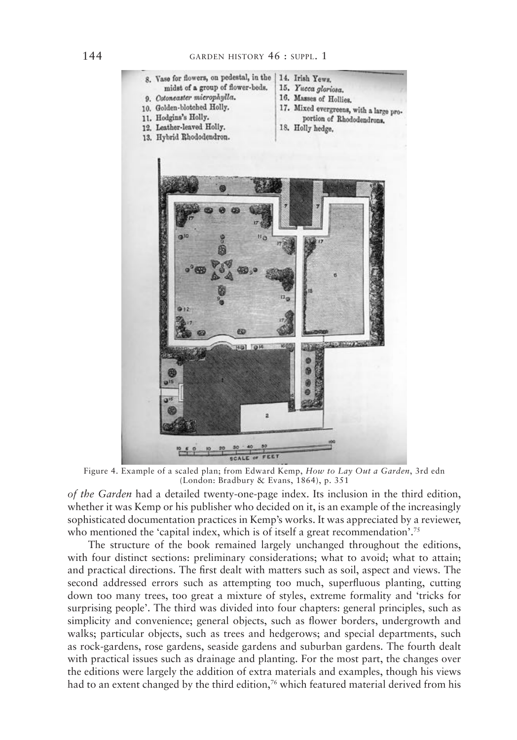8. Vase for flowers, on pedestal, in the midst of a group of flower-beds.
9. *Cotoneaster microphylla*.
10. Golden-blotched Holly.
11. Hodgins's Holly.
12. Leather-leaved Holly.
13. Hybrid Rhododendron.
14. Irish Yews.
15. *Yucca gloriosa*.
16. Masses of Hollies.
17. Mixed evergreens, with a large proportion of Rhododendrons.
18. Holly hedge.

Figure 4. Example of a scaled plan; from Edward Kemp, *How to Lay Out a Garden*, 3rd edn (London: Bradbury & Evans, 1864), p. 351

*of the Garden* had a detailed twenty-one-page index. Its inclusion in the third edition, whether it was Kemp or his publisher who decided on it, is an example of the increasingly sophisticated documentation practices in Kemp's works. It was appreciated by a reviewer, who mentioned the 'capital index, which is of itself a great recommendation'.[75]

The structure of the book remained largely unchanged throughout the editions, with four distinct sections: preliminary considerations; what to avoid; what to attain; and practical directions. The first dealt with matters such as soil, aspect and views. The second addressed errors such as attempting too much, superfluous planting, cutting down too many trees, too great a mixture of styles, extreme formality and 'tricks for surprising people'. The third was divided into four chapters: general principles, such as simplicity and convenience; general objects, such as flower borders, undergrowth and walks; particular objects, such as trees and hedgerows; and special departments, such as rock-gardens, rose gardens, seaside gardens and suburban gardens. The fourth dealt with practical issues such as drainage and planting. For the most part, the changes over the editions were largely the addition of extra materials and examples, though his views had to an extent changed by the third edition,[76] which featured material derived from his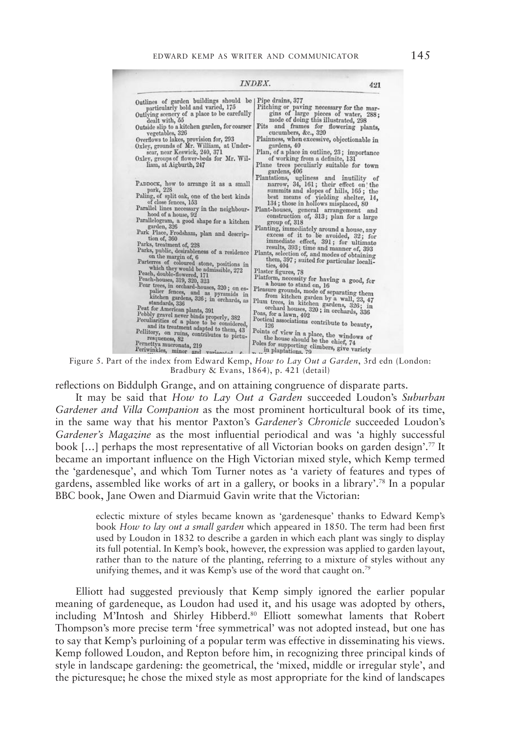Figure 5. Part of the index from Edward Kemp, *How to Lay Out a Garden*, 3rd edn (London: Bradbury & Evans, 1864), p. 421 (detail)

reflections on Biddulph Grange, and on attaining congruence of disparate parts.

It may be said that *How to Lay Out a Garden* succeeded Loudon's *Suburban Gardener and Villa Companion* as the most prominent horticultural book of its time, in the same way that his mentor Paxton's *Gardener's Chronicle* succeeded Loudon's *Gardener's Magazine* as the most influential periodical and was 'a highly successful book […] perhaps the most representative of all Victorian books on garden design'.[77] It became an important influence on the High Victorian mixed style, which Kemp termed the 'gardenesque', and which Tom Turner notes as 'a variety of features and types of gardens, assembled like works of art in a gallery, or books in a library'.[78] In a popular BBC book, Jane Owen and Diarmuid Gavin write that the Victorian:

> eclectic mixture of styles became known as 'gardenesque' thanks to Edward Kemp's book *How to lay out a small garden* which appeared in 1850. The term had been first used by Loudon in 1832 to describe a garden in which each plant was singly to display its full potential. In Kemp's book, however, the expression was applied to garden layout, rather than to the nature of the planting, referring to a mixture of styles without any unifying themes, and it was Kemp's use of the word that caught on.[79]

Elliott had suggested previously that Kemp simply ignored the earlier popular meaning of gardeneque, as Loudon had used it, and his usage was adopted by others, including M'Intosh and Shirley Hibberd.[80] Elliott somewhat laments that Robert Thompson's more precise term 'free symmetrical' was not adopted instead, but one has to say that Kemp's purloining of a popular term was effective in disseminating his views. Kemp followed Loudon, and Repton before him, in recognizing three principal kinds of style in landscape gardening: the geometrical, the 'mixed, middle or irregular style', and the picturesque; he chose the mixed style as most appropriate for the kind of landscapes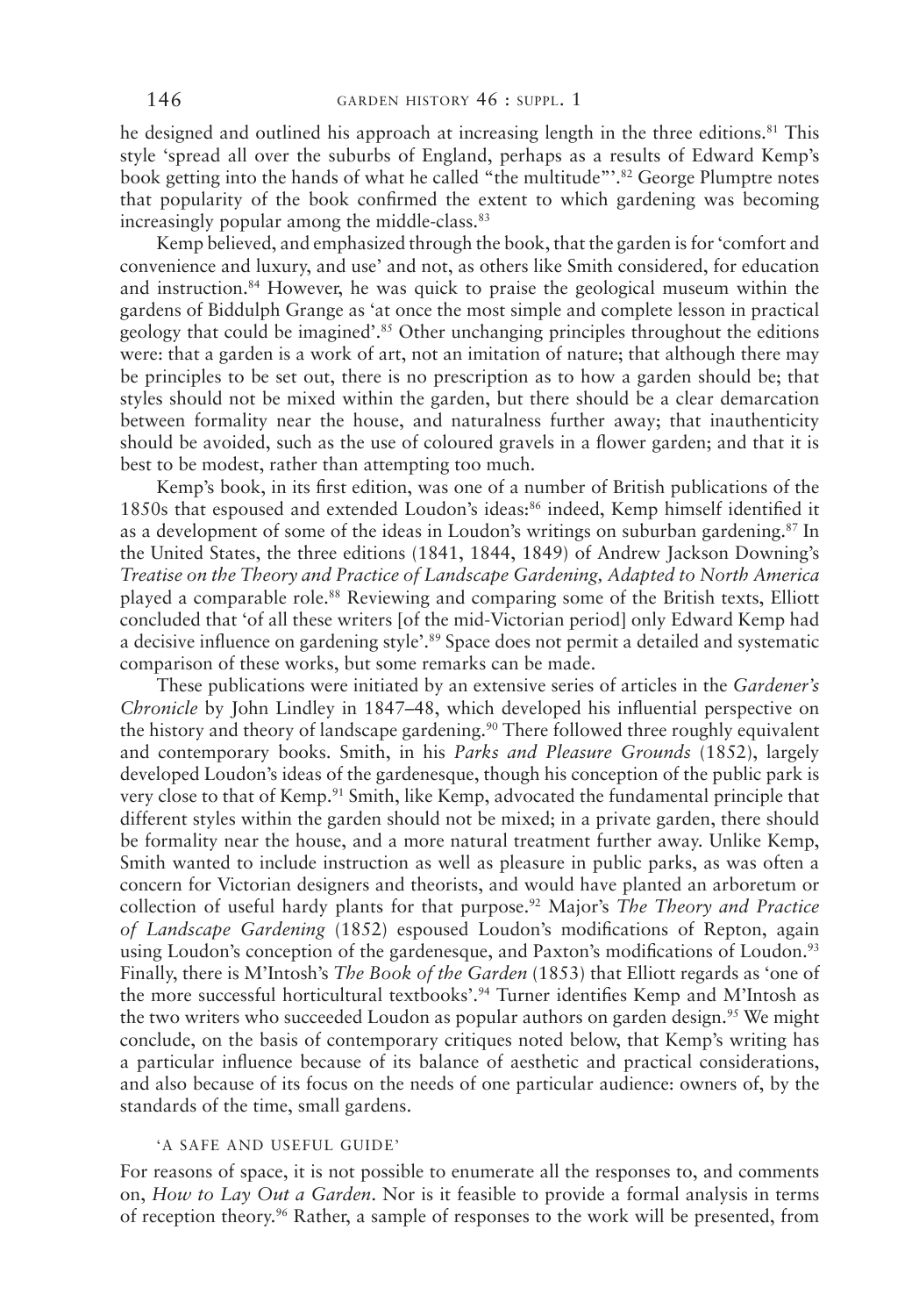he designed and outlined his approach at increasing length in the three editions.[81] This style 'spread all over the suburbs of England, perhaps as a results of Edward Kemp's book getting into the hands of what he called "the multitude"'.[82] George Plumptre notes that popularity of the book confirmed the extent to which gardening was becoming increasingly popular among the middle-class.[83]

Kemp believed, and emphasized through the book, that the garden is for 'comfort and convenience and luxury, and use' and not, as others like Smith considered, for education and instruction.[84] However, he was quick to praise the geological museum within the gardens of Biddulph Grange as 'at once the most simple and complete lesson in practical geology that could be imagined'.[85] Other unchanging principles throughout the editions were: that a garden is a work of art, not an imitation of nature; that although there may be principles to be set out, there is no prescription as to how a garden should be; that styles should not be mixed within the garden, but there should be a clear demarcation between formality near the house, and naturalness further away; that inauthenticity should be avoided, such as the use of coloured gravels in a flower garden; and that it is best to be modest, rather than attempting too much.

Kemp's book, in its first edition, was one of a number of British publications of the 1850s that espoused and extended Loudon's ideas:[86] indeed, Kemp himself identified it as a development of some of the ideas in Loudon's writings on suburban gardening.[87] In the United States, the three editions (1841, 1844, 1849) of Andrew Jackson Downing's *Treatise on the Theory and Practice of Landscape Gardening, Adapted to North America* played a comparable role.[88] Reviewing and comparing some of the British texts, Elliott concluded that 'of all these writers [of the mid-Victorian period] only Edward Kemp had a decisive influence on gardening style'.[89] Space does not permit a detailed and systematic comparison of these works, but some remarks can be made.

These publications were initiated by an extensive series of articles in the *Gardener's Chronicle* by John Lindley in 1847–48, which developed his influential perspective on the history and theory of landscape gardening.[90] There followed three roughly equivalent and contemporary books. Smith, in his *Parks and Pleasure Grounds* (1852), largely developed Loudon's ideas of the gardenesque, though his conception of the public park is very close to that of Kemp.[91] Smith, like Kemp, advocated the fundamental principle that different styles within the garden should not be mixed; in a private garden, there should be formality near the house, and a more natural treatment further away. Unlike Kemp, Smith wanted to include instruction as well as pleasure in public parks, as was often a concern for Victorian designers and theorists, and would have planted an arboretum or collection of useful hardy plants for that purpose.[92] Major's *The Theory and Practice of Landscape Gardening* (1852) espoused Loudon's modifications of Repton, again using Loudon's conception of the gardenesque, and Paxton's modifications of Loudon.[93] Finally, there is M'Intosh's *The Book of the Garden* (1853) that Elliott regards as 'one of the more successful horticultural textbooks'.[94] Turner identifies Kemp and M'Intosh as the two writers who succeeded Loudon as popular authors on garden design.[95] We might conclude, on the basis of contemporary critiques noted below, that Kemp's writing has a particular influence because of its balance of aesthetic and practical considerations, and also because of its focus on the needs of one particular audience: owners of, by the standards of the time, small gardens.

## 'A SAFE AND USEFUL GUIDE'

For reasons of space, it is not possible to enumerate all the responses to, and comments on, *How to Lay Out a Garden*. Nor is it feasible to provide a formal analysis in terms of reception theory.[96] Rather, a sample of responses to the work will be presented, from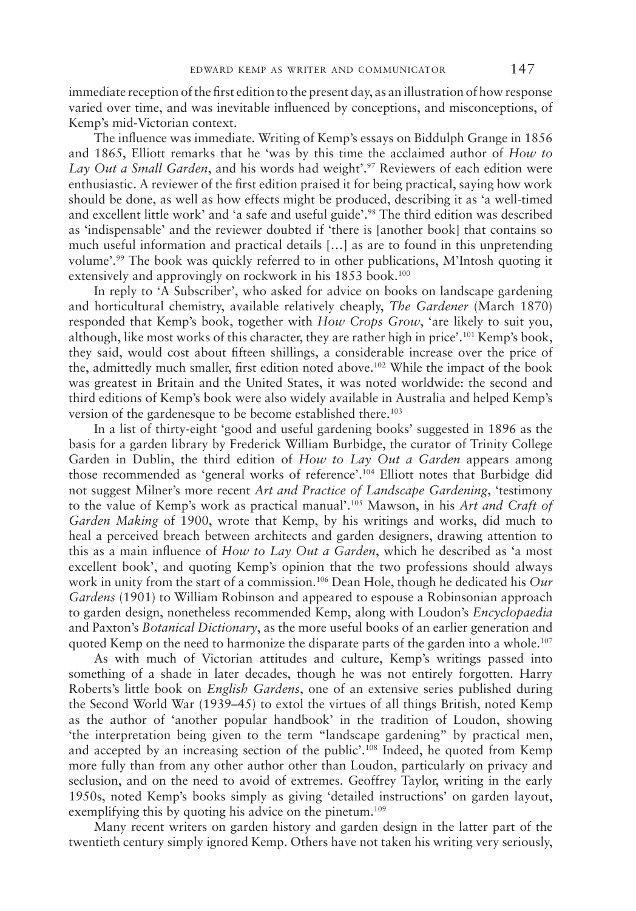immediate reception of the first edition to the present day, as an illustration of how response varied over time, and was inevitable influenced by conceptions, and misconceptions, of Kemp's mid-Victorian context.

The influence was immediate. Writing of Kemp's essays on Biddulph Grange in 1856 and 1865, Elliott remarks that he 'was by this time the acclaimed author of *How to Lay Out a Small Garden*, and his words had weight'.[97] Reviewers of each edition were enthusiastic. A reviewer of the first edition praised it for being practical, saying how work should be done, as well as how effects might be produced, describing it as 'a well-timed and excellent little work' and 'a safe and useful guide'.[98] The third edition was described as 'indispensable' and the reviewer doubted if 'there is [another book] that contains so much useful information and practical details [...] as are to found in this unpretending volume'.[99] The book was quickly referred to in other publications, M'Intosh quoting it extensively and approvingly on rockwork in his 1853 book.[100]

In reply to 'A Subscriber', who asked for advice on books on landscape gardening and horticultural chemistry, available relatively cheaply, *The Gardener* (March 1870) responded that Kemp's book, together with *How Crops Grow*, 'are likely to suit you, although, like most works of this character, they are rather high in price'.[101] Kemp's book, they said, would cost about fifteen shillings, a considerable increase over the price of the, admittedly much smaller, first edition noted above.[102] While the impact of the book was greatest in Britain and the United States, it was noted worldwide: the second and third editions of Kemp's book were also widely available in Australia and helped Kemp's version of the gardenesque to be become established there.[103]

In a list of thirty-eight 'good and useful gardening books' suggested in 1896 as the basis for a garden library by Frederick William Burbidge, the curator of Trinity College Garden in Dublin, the third edition of *How to Lay Out a Garden* appears among those recommended as 'general works of reference'.[104] Elliott notes that Burbidge did not suggest Milner's more recent *Art and Practice of Landscape Gardening*, 'testimony to the value of Kemp's work as practical manual'.[105] Mawson, in his *Art and Craft of Garden Making* of 1900, wrote that Kemp, by his writings and works, did much to heal a perceived breach between architects and garden designers, drawing attention to this as a main influence of *How to Lay Out a Garden*, which he described as 'a most excellent book', and quoting Kemp's opinion that the two professions should always work in unity from the start of a commission.[106] Dean Hole, though he dedicated his *Our Gardens* (1901) to William Robinson and appeared to espouse a Robinsonian approach to garden design, nonetheless recommended Kemp, along with Loudon's *Encyclopaedia* and Paxton's *Botanical Dictionary*, as the more useful books of an earlier generation and quoted Kemp on the need to harmonize the disparate parts of the garden into a whole.[107]

As with much of Victorian attitudes and culture, Kemp's writings passed into something of a shade in later decades, though he was not entirely forgotten. Harry Roberts's little book on *English Gardens*, one of an extensive series published during the Second World War (1939–45) to extol the virtues of all things British, noted Kemp as the author of 'another popular handbook' in the tradition of Loudon, showing 'the interpretation being given to the term "landscape gardening" by practical men, and accepted by an increasing section of the public'.[108] Indeed, he quoted from Kemp more fully than from any other author other than Loudon, particularly on privacy and seclusion, and on the need to avoid of extremes. Geoffrey Taylor, writing in the early 1950s, noted Kemp's books simply as giving 'detailed instructions' on garden layout, exemplifying this by quoting his advice on the pinetum.[109]

Many recent writers on garden history and garden design in the latter part of the twentieth century simply ignored Kemp. Others have not taken his writing very seriously,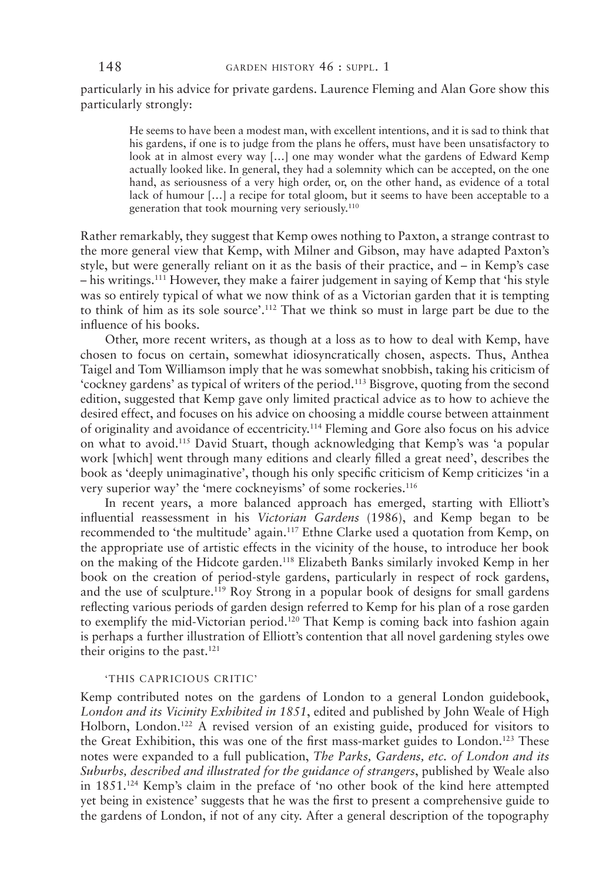particularly in his advice for private gardens. Laurence Fleming and Alan Gore show this particularly strongly:

> He seems to have been a modest man, with excellent intentions, and it is sad to think that his gardens, if one is to judge from the plans he offers, must have been unsatisfactory to look at in almost every way […] one may wonder what the gardens of Edward Kemp actually looked like. In general, they had a solemnity which can be accepted, on the one hand, as seriousness of a very high order, or, on the other hand, as evidence of a total lack of humour […] a recipe for total gloom, but it seems to have been acceptable to a generation that took mourning very seriously.[110]

Rather remarkably, they suggest that Kemp owes nothing to Paxton, a strange contrast to the more general view that Kemp, with Milner and Gibson, may have adapted Paxton's style, but were generally reliant on it as the basis of their practice, and – in Kemp's case – his writings.[111] However, they make a fairer judgement in saying of Kemp that 'his style was so entirely typical of what we now think of as a Victorian garden that it is tempting to think of him as its sole source'.[112] That we think so must in large part be due to the influence of his books.

Other, more recent writers, as though at a loss as to how to deal with Kemp, have chosen to focus on certain, somewhat idiosyncratically chosen, aspects. Thus, Anthea Taigel and Tom Williamson imply that he was somewhat snobbish, taking his criticism of 'cockney gardens' as typical of writers of the period.[113] Bisgrove, quoting from the second edition, suggested that Kemp gave only limited practical advice as to how to achieve the desired effect, and focuses on his advice on choosing a middle course between attainment of originality and avoidance of eccentricity.[114] Fleming and Gore also focus on his advice on what to avoid.[115] David Stuart, though acknowledging that Kemp's was 'a popular work [which] went through many editions and clearly filled a great need', describes the book as 'deeply unimaginative', though his only specific criticism of Kemp criticizes 'in a very superior way' the 'mere cockneyisms' of some rockeries.[116]

In recent years, a more balanced approach has emerged, starting with Elliott's influential reassessment in his *Victorian Gardens* (1986), and Kemp began to be recommended to 'the multitude' again.[117] Ethne Clarke used a quotation from Kemp, on the appropriate use of artistic effects in the vicinity of the house, to introduce her book on the making of the Hidcote garden.[118] Elizabeth Banks similarly invoked Kemp in her book on the creation of period-style gardens, particularly in respect of rock gardens, and the use of sculpture.[119] Roy Strong in a popular book of designs for small gardens reflecting various periods of garden design referred to Kemp for his plan of a rose garden to exemplify the mid-Victorian period.[120] That Kemp is coming back into fashion again is perhaps a further illustration of Elliott's contention that all novel gardening styles owe their origins to the past.[121]

## 'THIS CAPRICIOUS CRITIC'

Kemp contributed notes on the gardens of London to a general London guidebook, *London and its Vicinity Exhibited in 1851*, edited and published by John Weale of High Holborn, London.[122] A revised version of an existing guide, produced for visitors to the Great Exhibition, this was one of the first mass-market guides to London.[123] These notes were expanded to a full publication, *The Parks, Gardens, etc. of London and its Suburbs, described and illustrated for the guidance of strangers*, published by Weale also in 1851.[124] Kemp's claim in the preface of 'no other book of the kind here attempted yet being in existence' suggests that he was the first to present a comprehensive guide to the gardens of London, if not of any city. After a general description of the topography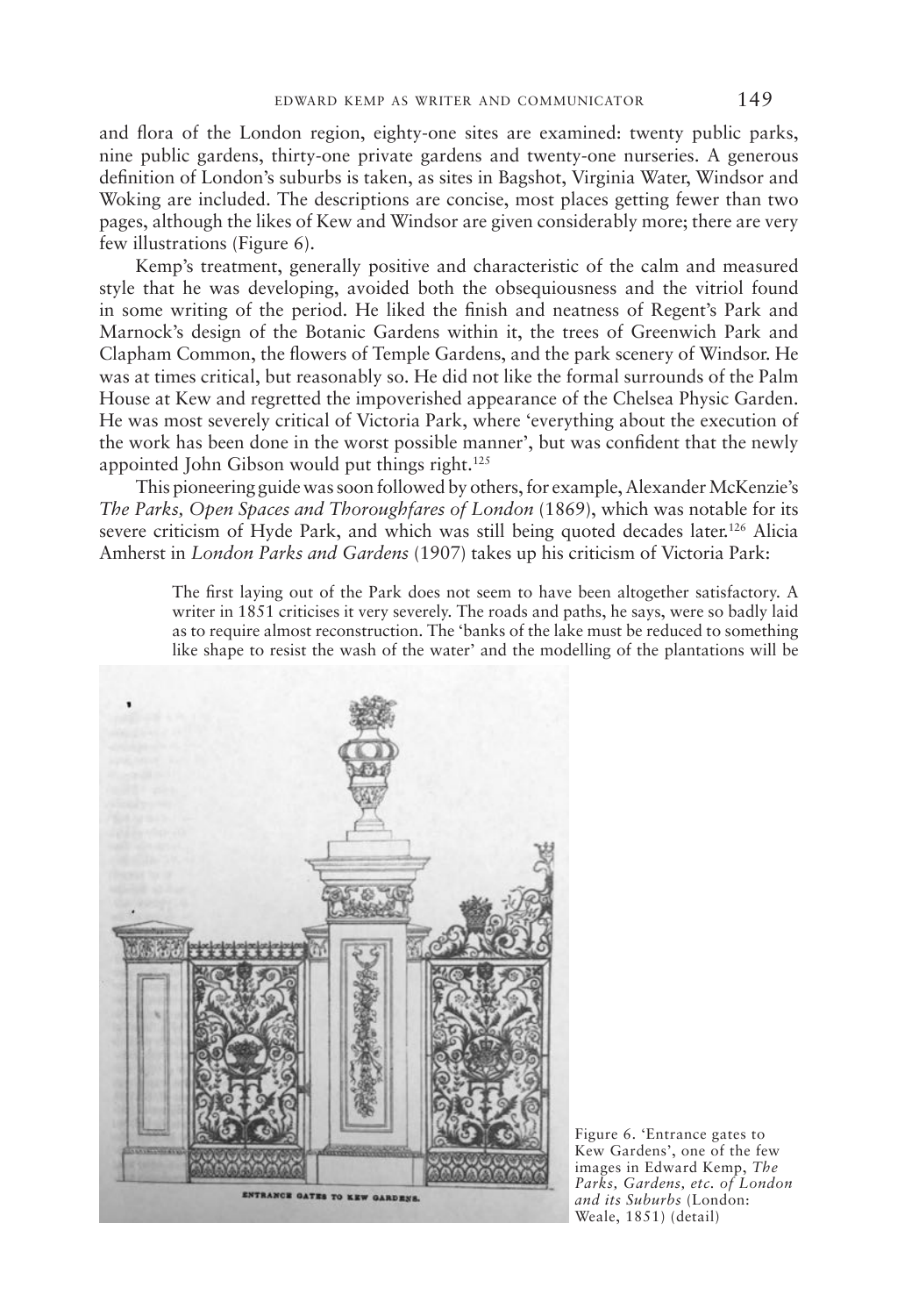and flora of the London region, eighty-one sites are examined: twenty public parks, nine public gardens, thirty-one private gardens and twenty-one nurseries. A generous definition of London's suburbs is taken, as sites in Bagshot, Virginia Water, Windsor and Woking are included. The descriptions are concise, most places getting fewer than two pages, although the likes of Kew and Windsor are given considerably more; there are very few illustrations (Figure 6).

Kemp's treatment, generally positive and characteristic of the calm and measured style that he was developing, avoided both the obsequiousness and the vitriol found in some writing of the period. He liked the finish and neatness of Regent's Park and Marnock's design of the Botanic Gardens within it, the trees of Greenwich Park and Clapham Common, the flowers of Temple Gardens, and the park scenery of Windsor. He was at times critical, but reasonably so. He did not like the formal surrounds of the Palm House at Kew and regretted the impoverished appearance of the Chelsea Physic Garden. He was most severely critical of Victoria Park, where 'everything about the execution of the work has been done in the worst possible manner', but was confident that the newly appointed John Gibson would put things right.[125]

This pioneering guide was soon followed by others, for example, Alexander McKenzie's *The Parks, Open Spaces and Thoroughfares of London* (1869), which was notable for its severe criticism of Hyde Park, and which was still being quoted decades later.[126] Alicia Amherst in *London Parks and Gardens* (1907) takes up his criticism of Victoria Park:

> The first laying out of the Park does not seem to have been altogether satisfactory. A writer in 1851 criticises it very severely. The roads and paths, he says, were so badly laid as to require almost reconstruction. The 'banks of the lake must be reduced to something like shape to resist the wash of the water' and the modelling of the plantations will be

Figure 6. 'Entrance gates to Kew Gardens', one of the few images in Edward Kemp, *The Parks, Gardens, etc. of London and its Suburbs* (London: Weale, 1851) (detail)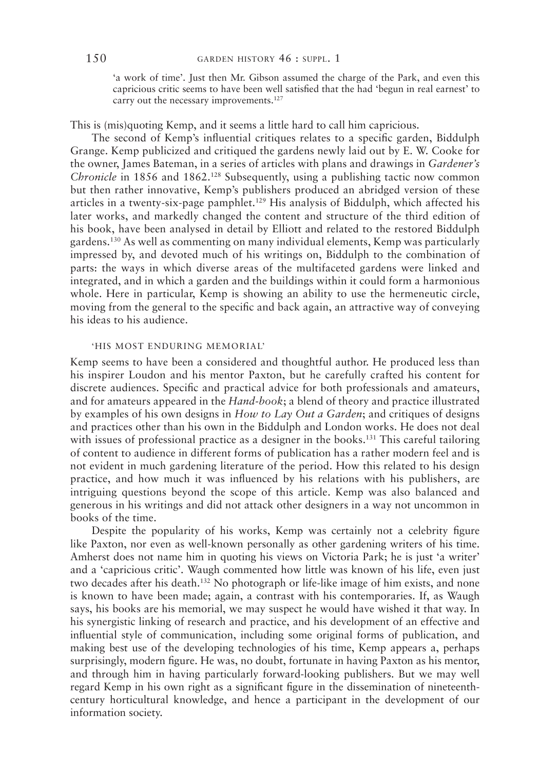> 'a work of time'. Just then Mr. Gibson assumed the charge of the Park, and even this capricious critic seems to have been well satisfied that the had 'begun in real earnest' to carry out the necessary improvements.[127]

This is (mis)quoting Kemp, and it seems a little hard to call him capricious.

The second of Kemp's influential critiques relates to a specific garden, Biddulph Grange. Kemp publicized and critiqued the gardens newly laid out by E. W. Cooke for the owner, James Bateman, in a series of articles with plans and drawings in *Gardener's Chronicle* in 1856 and 1862.[128] Subsequently, using a publishing tactic now common but then rather innovative, Kemp's publishers produced an abridged version of these articles in a twenty-six-page pamphlet.[129] His analysis of Biddulph, which affected his later works, and markedly changed the content and structure of the third edition of his book, have been analysed in detail by Elliott and related to the restored Biddulph gardens.[130] As well as commenting on many individual elements, Kemp was particularly impressed by, and devoted much of his writings on, Biddulph to the combination of parts: the ways in which diverse areas of the multifaceted gardens were linked and integrated, and in which a garden and the buildings within it could form a harmonious whole. Here in particular, Kemp is showing an ability to use the hermeneutic circle, moving from the general to the specific and back again, an attractive way of conveying his ideas to his audience.

### 'HIS MOST ENDURING MEMORIAL'

Kemp seems to have been a considered and thoughtful author. He produced less than his inspirer Loudon and his mentor Paxton, but he carefully crafted his content for discrete audiences. Specific and practical advice for both professionals and amateurs, and for amateurs appeared in the *Hand-book*; a blend of theory and practice illustrated by examples of his own designs in *How to Lay Out a Garden*; and critiques of designs and practices other than his own in the Biddulph and London works. He does not deal with issues of professional practice as a designer in the books.[131] This careful tailoring of content to audience in different forms of publication has a rather modern feel and is not evident in much gardening literature of the period. How this related to his design practice, and how much it was influenced by his relations with his publishers, are intriguing questions beyond the scope of this article. Kemp was also balanced and generous in his writings and did not attack other designers in a way not uncommon in books of the time.

Despite the popularity of his works, Kemp was certainly not a celebrity figure like Paxton, nor even as well-known personally as other gardening writers of his time. Amherst does not name him in quoting his views on Victoria Park; he is just 'a writer' and a 'capricious critic'. Waugh commented how little was known of his life, even just two decades after his death.[132] No photograph or life-like image of him exists, and none is known to have been made; again, a contrast with his contemporaries. If, as Waugh says, his books are his memorial, we may suspect he would have wished it that way. In his synergistic linking of research and practice, and his development of an effective and influential style of communication, including some original forms of publication, and making best use of the developing technologies of his time, Kemp appears a, perhaps surprisingly, modern figure. He was, no doubt, fortunate in having Paxton as his mentor, and through him in having particularly forward-looking publishers. But we may well regard Kemp in his own right as a significant figure in the dissemination of nineteenth-century horticultural knowledge, and hence a participant in the development of our information society.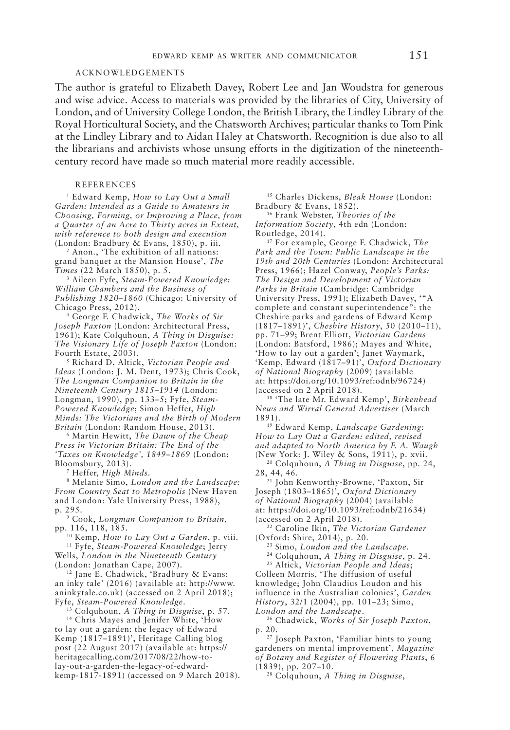## ACKNOWLEDGEMENTS

The author is grateful to Elizabeth Davey, Robert Lee and Jan Woudstra for generous and wise advice. Access to materials was provided by the libraries of City, University of London, and of University College London, the British Library, the Lindley Library of the Royal Horticultural Society, and the Chatsworth Archives; particular thanks to Tom Pink at the Lindley Library and to Aidan Haley at Chatsworth. Recognition is due also to all the librarians and archivists whose unsung efforts in the digitization of the nineteenth-century record have made so much material more readily accessible.

## REFERENCES

[1] Edward Kemp, *How to Lay Out a Small Garden: Intended as a Guide to Amateurs in Choosing, Forming, or Improving a Place, from a Quarter of an Acre to Thirty acres in Extent, with reference to both design and execution* (London: Bradbury & Evans, 1850), p. iii.

[2] Anon., 'The exhibition of all nations: grand banquet at the Mansion House', *The Times* (22 March 1850), p. 5.

[3] Aileen Fyfe, *Steam-Powered Knowledge: William Chambers and the Business of Publishing 1820–1860* (Chicago: University of Chicago Press, 2012).

[4] George F. Chadwick, *The Works of Sir Joseph Paxton* (London: Architectural Press, 1961); Kate Colquhoun, *A Thing in Disguise: The Visionary Life of Joseph Paxton* (London: Fourth Estate, 2003).

[5] Richard D. Altick, *Victorian People and Ideas* (London: J. M. Dent, 1973); Chris Cook, *The Longman Companion to Britain in the Nineteenth Century 1815–1914* (London: Longman, 1990), pp. 133–5; Fyfe, *Steam-Powered Knowledge*; Simon Heffer, *High Minds: The Victorians and the Birth of Modern Britain* (London: Random House, 2013).

[6] Martin Hewitt, *The Dawn of the Cheap Press in Victorian Britain: The End of the 'Taxes on Knowledge', 1849–1869* (London: Bloomsbury, 2013).

[7] Heffer, *High Minds*.

[8] Melanie Simo, *Loudon and the Landscape: From Country Seat to Metropolis* (New Haven and London: Yale University Press, 1988), p. 295.

[9] Cook, *Longman Companion to Britain*, pp. 116, 118, 185.

[10] Kemp, *How to Lay Out a Garden*, p. viii.

[11] Fyfe, *Steam-Powered Knowledge*; Jerry Wells, *London in the Nineteenth Century* (London: Jonathan Cape, 2007).

[12] Jane E. Chadwick, 'Bradbury & Evans: an inky tale' (2016) (available at: http://www.aninkytale.co.uk) (accessed on 2 April 2018); Fyfe, *Steam-Powered Knowledge*.

[13] Colquhoun, *A Thing in Disguise*, p. 57.

[14] Chris Mayes and Jenifer White, 'How to lay out a garden: the legacy of Edward Kemp (1817–1891)', Heritage Calling blog post (22 August 2017) (available at: https://heritagecalling.com/2017/08/22/how-to-lay-out-a-garden-the-legacy-of-edward-kemp-1817-1891) (accessed on 9 March 2018).

[15] Charles Dickens, *Bleak House* (London: Bradbury & Evans, 1852).

[16] Frank Webster, *Theories of the Information Society*, 4th edn (London: Routledge, 2014).

[17] For example, George F. Chadwick, *The Park and the Town: Public Landscape in the 19th and 20th Centuries* (London: Architectural Press, 1966); Hazel Conway, *People's Parks: The Design and Development of Victorian Parks in Britain* (Cambridge: Cambridge University Press, 1991); Elizabeth Davey, '"A complete and constant superintendence": the Cheshire parks and gardens of Edward Kemp (1817–1891)', *Cheshire History*, 50 (2010–11), pp. 71–99; Brent Elliott, *Victorian Gardens* (London: Batsford, 1986); Mayes and White, 'How to lay out a garden'; Janet Waymark, 'Kemp, Edward (1817–91)', *Oxford Dictionary of National Biography* (2009) (available at: https://doi.org/10.1093/ref:odnb/96724) (accessed on 2 April 2018).

[18] 'The late Mr. Edward Kemp', *Birkenhead News and Wirral General Advertiser* (March 1891).

[19] Edward Kemp, *Landscape Gardening: How to Lay Out a Garden: edited, revised and adapted to North America by F. A. Waugh* (New York: J. Wiley & Sons, 1911), p. xvii.

[20] Colquhoun, *A Thing in Disguise*, pp. 24, 28, 44, 46.

[21] John Kenworthy-Browne, 'Paxton, Sir Joseph (1803–1865)', *Oxford Dictionary of National Biography* (2004) (available at: https://doi.org/10.1093/ref:odnb/21634) (accessed on 2 April 2018).

[22] Caroline Ikin, *The Victorian Gardener* (Oxford: Shire, 2014), p. 20.

[23] Simo, *Loudon and the Landscape*.

[24] Colquhoun, *A Thing in Disguise*, p. 24.

[25] Altick, *Victorian People and Ideas*; Colleen Morris, 'The diffusion of useful knowledge; John Claudius Loudon and his influence in the Australian colonies', *Garden History*, 32/1 (2004), pp. 101–23; Simo, *Loudon and the Landscape*.

[26] Chadwick, *Works of Sir Joseph Paxton*, p. 20.

[27] Joseph Paxton, 'Familiar hints to young gardeners on mental improvement', *Magazine of Botany and Register of Flowering Plants*, 6 (1839), pp. 207–10.

[28] Colquhoun, *A Thing in Disguise*,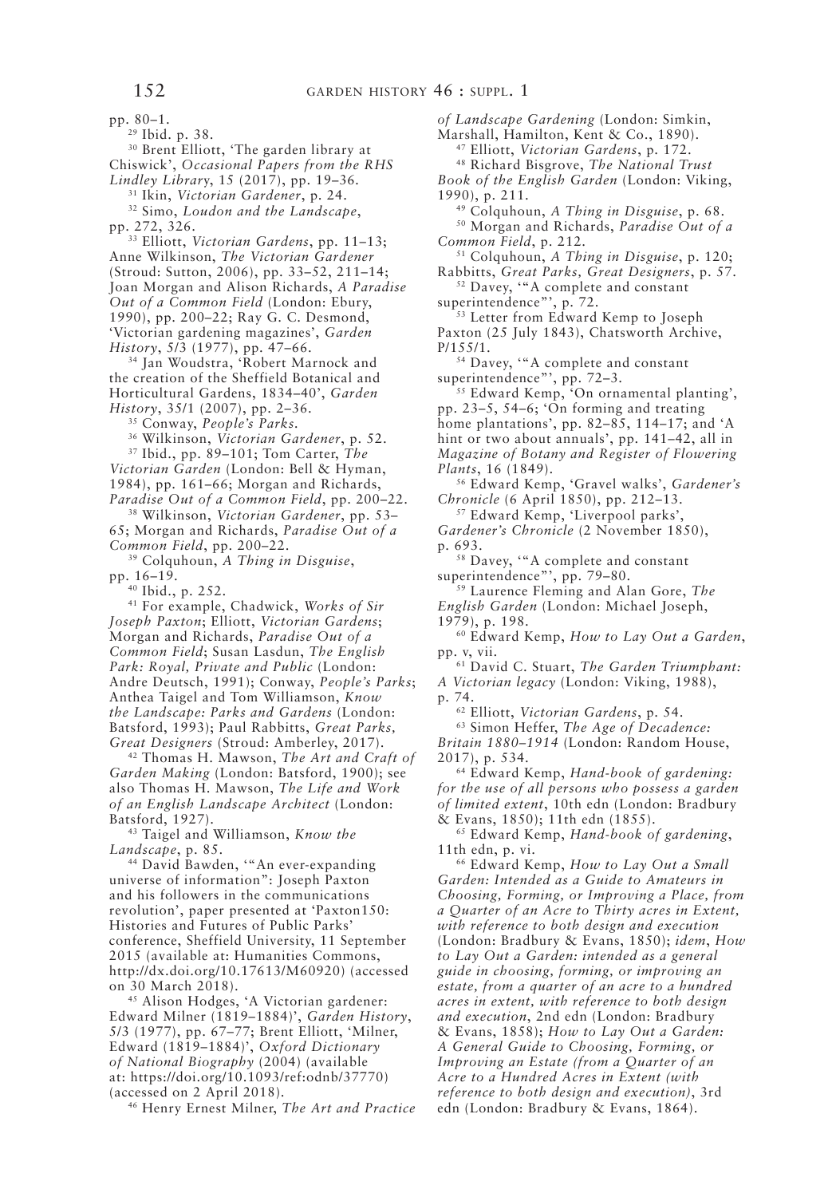pp. 80–1.

29 Ibid. p. 38.

30 Brent Elliott, 'The garden library at Chiswick', *Occasional Papers from the RHS Lindley Library*, 15 (2017), pp. 19–36.

31 Ikin, *Victorian Gardener*, p. 24.

32 Simo, *Loudon and the Landscape*, pp. 272, 326.

33 Elliott, *Victorian Gardens*, pp. 11–13; Anne Wilkinson, *The Victorian Gardener* (Stroud: Sutton, 2006), pp. 33–52, 211–14; Joan Morgan and Alison Richards, *A Paradise Out of a Common Field* (London: Ebury, 1990), pp. 200–22; Ray G. C. Desmond, 'Victorian gardening magazines', *Garden History*, 5/3 (1977), pp. 47–66.

34 Jan Woudstra, 'Robert Marnock and the creation of the Sheffield Botanical and Horticultural Gardens, 1834–40', *Garden History*, 35/1 (2007), pp. 2–36.

35 Conway, *People's Parks*.

36 Wilkinson, *Victorian Gardener*, p. 52.

37 Ibid., pp. 89–101; Tom Carter, *The Victorian Garden* (London: Bell & Hyman, 1984), pp. 161–66; Morgan and Richards, *Paradise Out of a Common Field*, pp. 200–22.

38 Wilkinson, *Victorian Gardener*, pp. 53–65; Morgan and Richards, *Paradise Out of a Common Field*, pp. 200–22.

39 Colquhoun, *A Thing in Disguise*, pp. 16–19.

40 Ibid., p. 252.

41 For example, Chadwick, *Works of Sir Joseph Paxton*; Elliott, *Victorian Gardens*; Morgan and Richards, *Paradise Out of a Common Field*; Susan Lasdun, *The English Park: Royal, Private and Public* (London: Andre Deutsch, 1991); Conway, *People's Parks*; Anthea Taigel and Tom Williamson, *Know the Landscape: Parks and Gardens* (London: Batsford, 1993); Paul Rabbitts, *Great Parks, Great Designers* (Stroud: Amberley, 2017).

42 Thomas H. Mawson, *The Art and Craft of Garden Making* (London: Batsford, 1900); see also Thomas H. Mawson, *The Life and Work of an English Landscape Architect* (London: Batsford, 1927).

43 Taigel and Williamson, *Know the Landscape*, p. 85.

44 David Bawden, '"An ever-expanding universe of information": Joseph Paxton and his followers in the communications revolution', paper presented at 'Paxton150: Histories and Futures of Public Parks' conference, Sheffield University, 11 September 2015 (available at: Humanities Commons, http://dx.doi.org/10.17613/M60920) (accessed on 30 March 2018).

45 Alison Hodges, 'A Victorian gardener: Edward Milner (1819–1884)', *Garden History*, 5/3 (1977), pp. 67–77; Brent Elliott, 'Milner, Edward (1819–1884)', *Oxford Dictionary of National Biography* (2004) (available at: https://doi.org/10.1093/ref:odnb/37770) (accessed on 2 April 2018).

46 Henry Ernest Milner, *The Art and Practice of Landscape Gardening* (London: Simkin, Marshall, Hamilton, Kent & Co., 1890).

47 Elliott, *Victorian Gardens*, p. 172.

48 Richard Bisgrove, *The National Trust Book of the English Garden* (London: Viking, 1990), p. 211.

49 Colquhoun, *A Thing in Disguise*, p. 68.

50 Morgan and Richards, *Paradise Out of a Common Field*, p. 212.

51 Colquhoun, *A Thing in Disguise*, p. 120; Rabbitts, *Great Parks, Great Designers*, p. 57.

52 Davey, '"A complete and constant superintendence"', p. 72.

53 Letter from Edward Kemp to Joseph Paxton (25 July 1843), Chatsworth Archive, P/155/1.

54 Davey, '"A complete and constant superintendence"', pp. 72–3.

55 Edward Kemp, 'On ornamental planting', pp. 23–5, 54–6; 'On forming and treating home plantations', pp. 82–85, 114–17; and 'A hint or two about annuals', pp. 141–42, all in *Magazine of Botany and Register of Flowering Plants*, 16 (1849).

56 Edward Kemp, 'Gravel walks', *Gardener's Chronicle* (6 April 1850), pp. 212–13.

57 Edward Kemp, 'Liverpool parks', *Gardener's Chronicle* (2 November 1850), p. 693.

58 Davey, '"A complete and constant superintendence"', pp. 79–80.

59 Laurence Fleming and Alan Gore, *The English Garden* (London: Michael Joseph, 1979), p. 198.

60 Edward Kemp, *How to Lay Out a Garden*, pp. v, vii.

61 David C. Stuart, *The Garden Triumphant: A Victorian legacy* (London: Viking, 1988), p. 74.

62 Elliott, *Victorian Gardens*, p. 54.

63 Simon Heffer, *The Age of Decadence: Britain 1880–1914* (London: Random House, 2017), p. 534.

64 Edward Kemp, *Hand-book of gardening: for the use of all persons who possess a garden of limited extent*, 10th edn (London: Bradbury & Evans, 1850); 11th edn (1855).

65 Edward Kemp, *Hand-book of gardening*, 11th edn, p. vi.

66 Edward Kemp, *How to Lay Out a Small Garden: Intended as a Guide to Amateurs in Choosing, Forming, or Improving a Place, from a Quarter of an Acre to Thirty acres in Extent, with reference to both design and execution* (London: Bradbury & Evans, 1850); *idem*, *How to Lay Out a Garden: intended as a general guide in choosing, forming, or improving an estate, from a quarter of an acre to a hundred acres in extent, with reference to both design and execution*, 2nd edn (London: Bradbury & Evans, 1858); *How to Lay Out a Garden: A General Guide to Choosing, Forming, or Improving an Estate (from a Quarter of an Acre to a Hundred Acres in Extent (with reference to both design and execution)*, 3rd edn (London: Bradbury & Evans, 1864).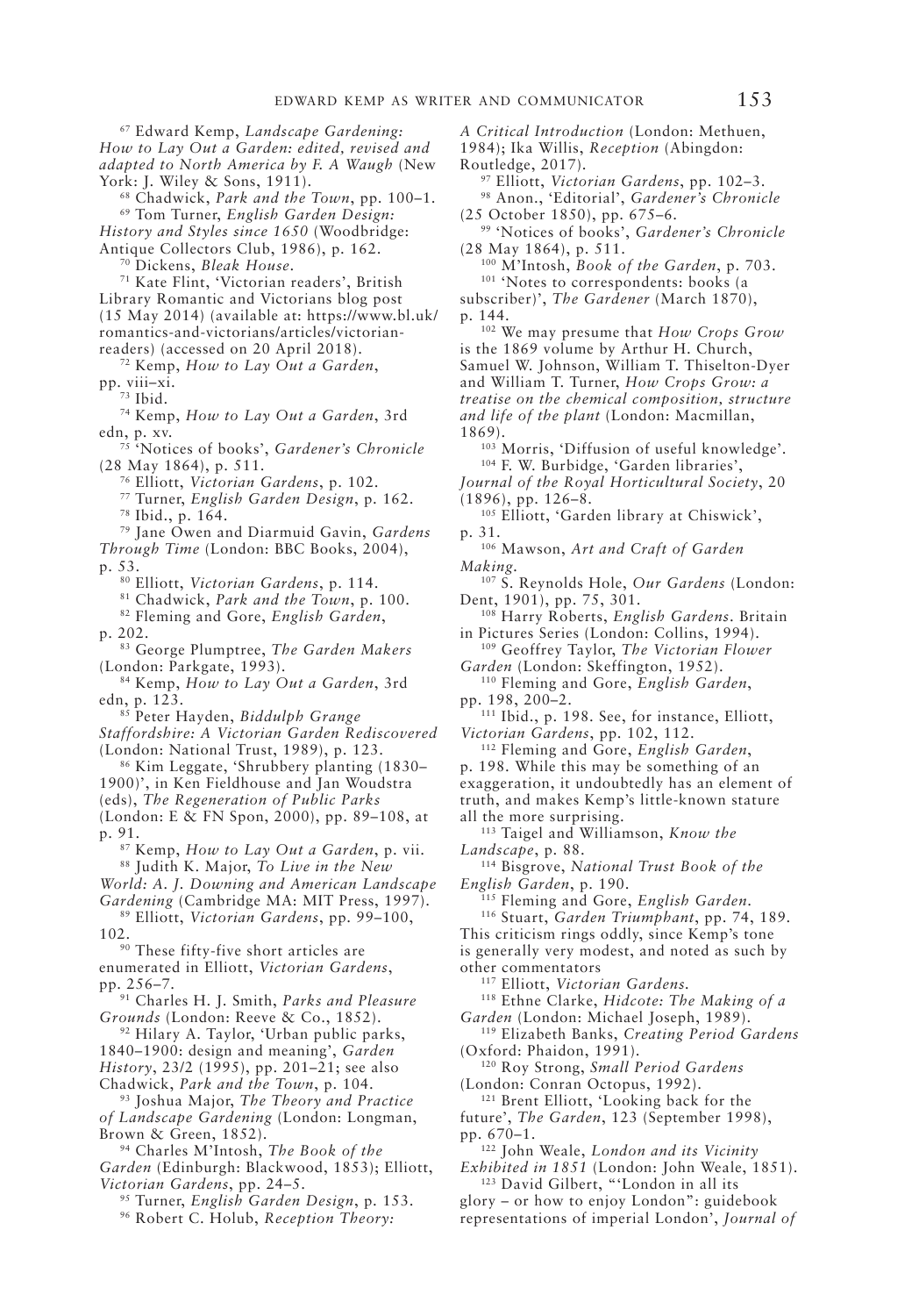[67] Edward Kemp, *Landscape Gardening: How to Lay Out a Garden: edited, revised and adapted to North America by F. A Waugh* (New York: J. Wiley & Sons, 1911).

[68] Chadwick, *Park and the Town*, pp. 100–1.

[69] Tom Turner, *English Garden Design: History and Styles since 1650* (Woodbridge: Antique Collectors Club, 1986), p. 162.

[70] Dickens, *Bleak House*.

[71] Kate Flint, 'Victorian readers', British Library Romantic and Victorians blog post (15 May 2014) (available at: https://www.bl.uk/romantics-and-victorians/articles/victorian-readers) (accessed on 20 April 2018).

[72] Kemp, *How to Lay Out a Garden*, pp. viii–xi.

[73] Ibid.

[74] Kemp, *How to Lay Out a Garden*, 3rd edn, p. xv.

[75] 'Notices of books', *Gardener's Chronicle* (28 May 1864), p. 511.

[76] Elliott, *Victorian Gardens*, p. 102.

[77] Turner, *English Garden Design*, p. 162.

[78] Ibid., p. 164.

[79] Jane Owen and Diarmuid Gavin, *Gardens Through Time* (London: BBC Books, 2004), p. 53.

[80] Elliott, *Victorian Gardens*, p. 114.

[81] Chadwick, *Park and the Town*, p. 100.

[82] Fleming and Gore, *English Garden*, p. 202.

[83] George Plumptree, *The Garden Makers* (London: Parkgate, 1993).

[84] Kemp, *How to Lay Out a Garden*, 3rd edn, p. 123.

[85] Peter Hayden, *Biddulph Grange Staffordshire: A Victorian Garden Rediscovered* (London: National Trust, 1989), p. 123.

[86] Kim Leggate, 'Shrubbery planting (1830–1900)', in Ken Fieldhouse and Jan Woudstra (eds), *The Regeneration of Public Parks* (London: E & FN Spon, 2000), pp. 89–108, at p. 91.

[87] Kemp, *How to Lay Out a Garden*, p. vii.

[88] Judith K. Major, *To Live in the New World: A. J. Downing and American Landscape Gardening* (Cambridge MA: MIT Press, 1997).

[89] Elliott, *Victorian Gardens*, pp. 99–100, 102.

[90] These fifty-five short articles are enumerated in Elliott, *Victorian Gardens*, pp. 256–7.

[91] Charles H. J. Smith, *Parks and Pleasure Grounds* (London: Reeve & Co., 1852).

[92] Hilary A. Taylor, 'Urban public parks, 1840–1900: design and meaning', *Garden History*, 23/2 (1995), pp. 201–21; see also Chadwick, *Park and the Town*, p. 104.

[93] Joshua Major, *The Theory and Practice of Landscape Gardening* (London: Longman, Brown & Green, 1852).

[94] Charles M'Intosh, *The Book of the Garden* (Edinburgh: Blackwood, 1853); Elliott, *Victorian Gardens*, pp. 24–5.

[95] Turner, *English Garden Design*, p. 153.

[96] Robert C. Holub, *Reception Theory: A Critical Introduction* (London: Methuen, 1984); Ika Willis, *Reception* (Abingdon: Routledge, 2017).

[97] Elliott, *Victorian Gardens*, pp. 102–3.

[98] Anon., 'Editorial', *Gardener's Chronicle* (25 October 1850), pp. 675–6.

[99] 'Notices of books', *Gardener's Chronicle* (28 May 1864), p. 511.

[100] M'Intosh, *Book of the Garden*, p. 703.

[101] 'Notes to correspondents: books (a subscriber)', *The Gardener* (March 1870), p. 144.

[102] We may presume that *How Crops Grow* is the 1869 volume by Arthur H. Church, Samuel W. Johnson, William T. Thiselton-Dyer and William T. Turner, *How Crops Grow: a treatise on the chemical composition, structure and life of the plant* (London: Macmillan, 1869).

[103] Morris, 'Diffusion of useful knowledge'.

[104] F. W. Burbidge, 'Garden libraries', *Journal of the Royal Horticultural Society*, 20 (1896), pp. 126–8.

[105] Elliott, 'Garden library at Chiswick', p. 31.

[106] Mawson, *Art and Craft of Garden Making*.

[107] S. Reynolds Hole, *Our Gardens* (London: Dent, 1901), pp. 75, 301.

[108] Harry Roberts, *English Gardens*. Britain in Pictures Series (London: Collins, 1994).

[109] Geoffrey Taylor, *The Victorian Flower Garden* (London: Skeffington, 1952).

[110] Fleming and Gore, *English Garden*, pp. 198, 200–2.

[111] Ibid., p. 198. See, for instance, Elliott, *Victorian Gardens*, pp. 102, 112.

[112] Fleming and Gore, *English Garden*, p. 198. While this may be something of an exaggeration, it undoubtedly has an element of truth, and makes Kemp's little-known stature all the more surprising.

[113] Taigel and Williamson, *Know the Landscape*, p. 88.

[114] Bisgrove, *National Trust Book of the English Garden*, p. 190.

[115] Fleming and Gore, *English Garden*.

[116] Stuart, *Garden Triumphant*, pp. 74, 189. This criticism rings oddly, since Kemp's tone is generally very modest, and noted as such by other commentators

[117] Elliott, *Victorian Gardens*.

[118] Ethne Clarke, *Hidcote: The Making of a Garden* (London: Michael Joseph, 1989).

[119] Elizabeth Banks, *Creating Period Gardens* (Oxford: Phaidon, 1991).

[120] Roy Strong, *Small Period Gardens* (London: Conran Octopus, 1992).

[121] Brent Elliott, 'Looking back for the future', *The Garden*, 123 (September 1998), pp. 670–1.

[122] John Weale, *London and its Vicinity Exhibited in 1851* (London: John Weale, 1851).

[123] David Gilbert, "'London in all its glory – or how to enjoy London": guidebook representations of imperial London', *Journal of*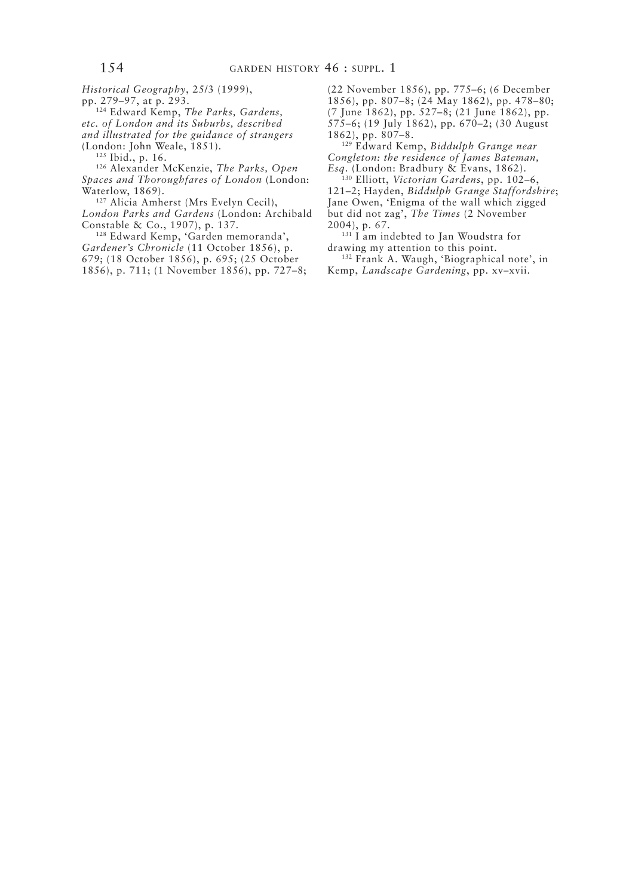*Historical Geography*, 25/3 (1999), pp. 279–97, at p. 293.

[124] Edward Kemp, *The Parks, Gardens, etc. of London and its Suburbs, described and illustrated for the guidance of strangers* (London: John Weale, 1851).

[125] Ibid., p. 16.

[126] Alexander McKenzie, *The Parks, Open Spaces and Thoroughfares of London* (London: Waterlow, 1869).

[127] Alicia Amherst (Mrs Evelyn Cecil), *London Parks and Gardens* (London: Archibald Constable & Co., 1907), p. 137.

[128] Edward Kemp, 'Garden memoranda', *Gardener's Chronicle* (11 October 1856), p. 679; (18 October 1856), p. 695; (25 October 1856), p. 711; (1 November 1856), pp. 727–8; (22 November 1856), pp. 775–6; (6 December 1856), pp. 807–8; (24 May 1862), pp. 478–80; (7 June 1862), pp. 527–8; (21 June 1862), pp. 575–6; (19 July 1862), pp. 670–2; (30 August 1862), pp. 807–8.

[129] Edward Kemp, *Biddulph Grange near Congleton: the residence of James Bateman, Esq.* (London: Bradbury & Evans, 1862).

[130] Elliott, *Victorian Gardens*, pp. 102–6, 121–2; Hayden, *Biddulph Grange Staffordshire*; Jane Owen, 'Enigma of the wall which zigged but did not zag', *The Times* (2 November 2004), p. 67.

[131] I am indebted to Jan Woudstra for drawing my attention to this point.

[132] Frank A. Waugh, 'Biographical note', in Kemp, *Landscape Gardening*, pp. xv–xvii.